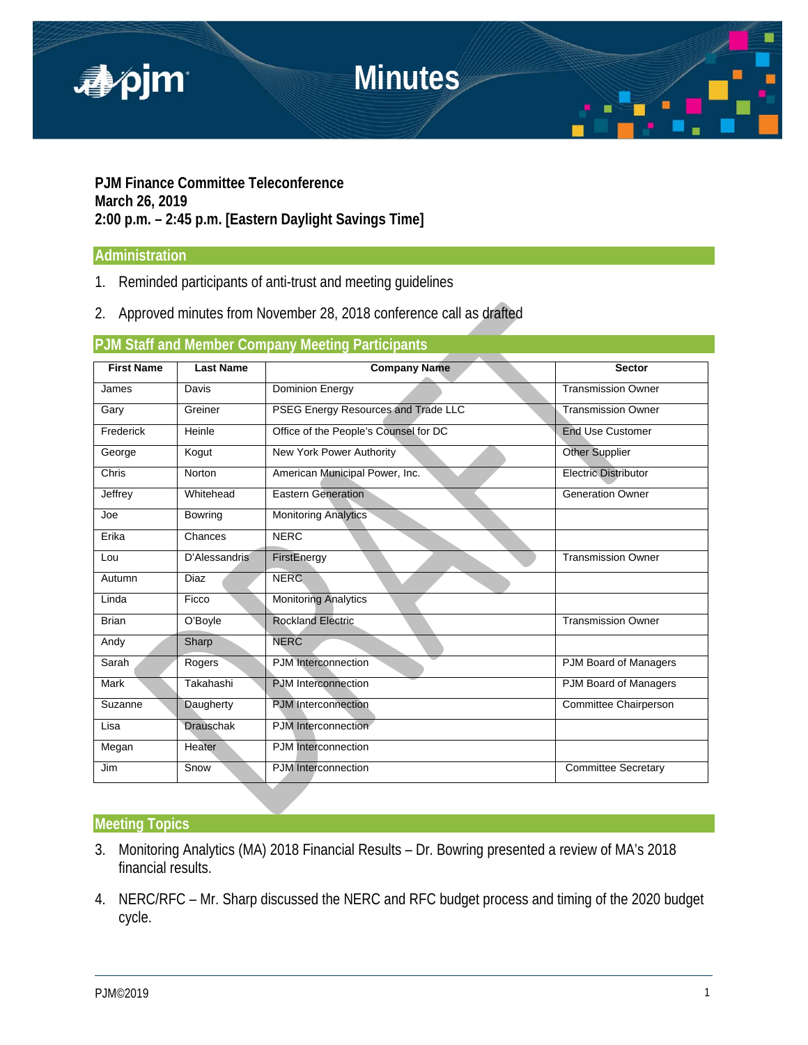# Minutes

**PJM Finance Committee Teleconference**
**March 26, 2019**
**2:00 p.m. – 2:45 p.m. [Eastern Daylight Savings Time]**

## Administration

1. Reminded participants of anti-trust and meeting guidelines
2. Approved minutes from November 28, 2018 conference call as drafted

## PJM Staff and Member Company Meeting Participants

| First Name | Last Name | Company Name | Sector |
|---|---|---|---|
| James | Davis | Dominion Energy | Transmission Owner |
| Gary | Greiner | PSEG Energy Resources and Trade LLC | Transmission Owner |
| Frederick | Heinle | Office of the People's Counsel for DC | End Use Customer |
| George | Kogut | New York Power Authority | Other Supplier |
| Chris | Norton | American Municipal Power, Inc. | Electric Distributor |
| Jeffrey | Whitehead | Eastern Generation | Generation Owner |
| Joe | Bowring | Monitoring Analytics | |
| Erika | Chances | NERC | |
| Lou | D'Alessandris | FirstEnergy | Transmission Owner |
| Autumn | Diaz | NERC | |
| Linda | Ficco | Monitoring Analytics | |
| Brian | O'Boyle | Rockland Electric | Transmission Owner |
| Andy | Sharp | NERC | |
| Sarah | Rogers | PJM Interconnection | PJM Board of Managers |
| Mark | Takahashi | PJM Interconnection | PJM Board of Managers |
| Suzanne | Daugherty | PJM Interconnection | Committee Chairperson |
| Lisa | Drauschak | PJM Interconnection | |
| Megan | Heater | PJM Interconnection | |
| Jim | Snow | PJM Interconnection | Committee Secretary |

## Meeting Topics

3. Monitoring Analytics (MA) 2018 Financial Results – Dr. Bowring presented a review of MA's 2018 financial results.
4. NERC/RFC – Mr. Sharp discussed the NERC and RFC budget process and timing of the 2020 budget cycle.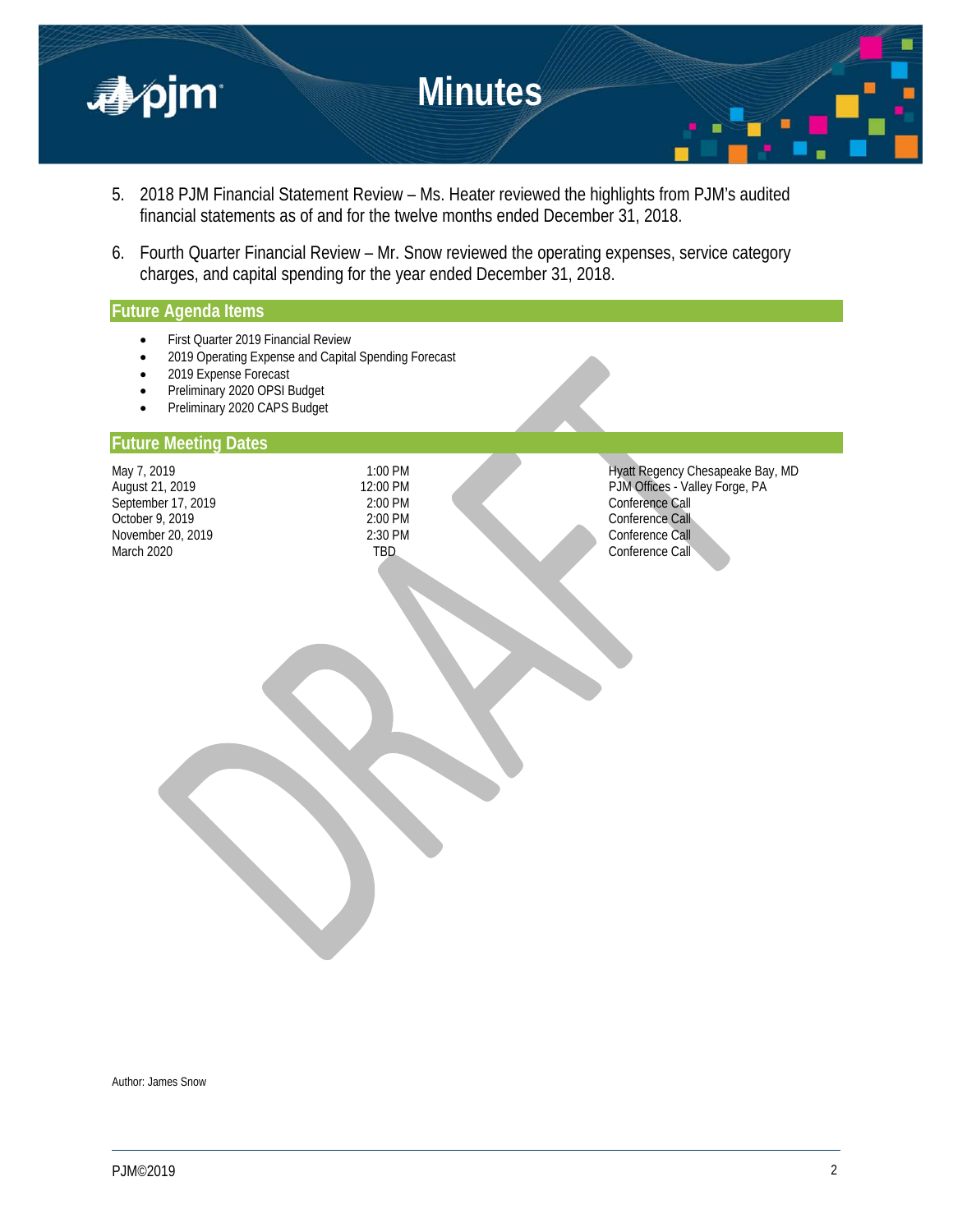5. 2018 PJM Financial Statement Review – Ms. Heater reviewed the highlights from PJM's audited financial statements as of and for the twelve months ended December 31, 2018.

6. Fourth Quarter Financial Review – Mr. Snow reviewed the operating expenses, service category charges, and capital spending for the year ended December 31, 2018.

## Future Agenda Items

- First Quarter 2019 Financial Review
- 2019 Operating Expense and Capital Spending Forecast
- 2019 Expense Forecast
- Preliminary 2020 OPSI Budget
- Preliminary 2020 CAPS Budget

## Future Meeting Dates

| | | |
|---|---|---|
| May 7, 2019 | 1:00 PM | Hyatt Regency Chesapeake Bay, MD |
| August 21, 2019 | 12:00 PM | PJM Offices - Valley Forge, PA |
| September 17, 2019 | 2:00 PM | Conference Call |
| October 9, 2019 | 2:00 PM | Conference Call |
| November 20, 2019 | 2:30 PM | Conference Call |
| March 2020 | TBD | Conference Call |

Author: James Snow